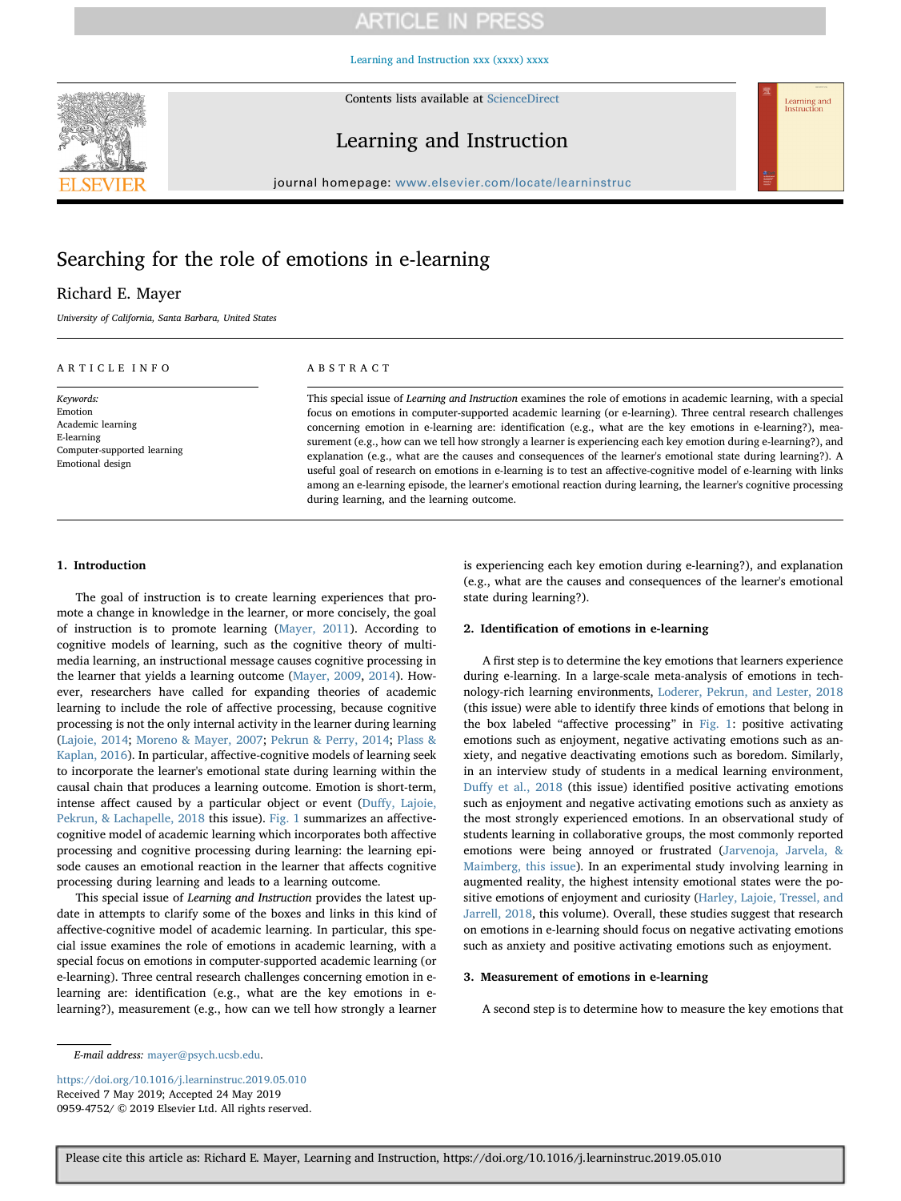# Searching for the role of emotions in e-learning

Richard E. Mayer

*University of California, Santa Barbara, United States*

## ARTICLE INFO

*Keywords:*
Emotion
Academic learning
E-learning
Computer-supported learning
Emotional design

## ABSTRACT

This special issue of *Learning and Instruction* examines the role of emotions in academic learning, with a special focus on emotions in computer-supported academic learning (or e-learning). Three central research challenges concerning emotion in e-learning are: identification (e.g., what are the key emotions in e-learning?), measurement (e.g., how can we tell how strongly a learner is experiencing each key emotion during e-learning?), and explanation (e.g., what are the causes and consequences of the learner's emotional state during learning?). A useful goal of research on emotions in e-learning is to test an affective-cognitive model of e-learning with links among an e-learning episode, the learner's emotional reaction during learning, the learner's cognitive processing during learning, and the learning outcome.

## 1. Introduction

The goal of instruction is to create learning experiences that promote a change in knowledge in the learner, or more concisely, the goal of instruction is to promote learning (Mayer, 2011). According to cognitive models of learning, such as the cognitive theory of multimedia learning, an instructional message causes cognitive processing in the learner that yields a learning outcome (Mayer, 2009, 2014). However, researchers have called for expanding theories of academic learning to include the role of affective processing, because cognitive processing is not the only internal activity in the learner during learning (Lajoie, 2014; Moreno & Mayer, 2007; Pekrun & Perry, 2014; Plass & Kaplan, 2016). In particular, affective-cognitive models of learning seek to incorporate the learner's emotional state during learning within the causal chain that produces a learning outcome. Emotion is short-term, intense affect caused by a particular object or event (Duffy, Lajoie, Pekrun, & Lachapelle, 2018 this issue). Fig. 1 summarizes an affective-cognitive model of academic learning which incorporates both affective processing and cognitive processing during learning: the learning episode causes an emotional reaction in the learner that affects cognitive processing during learning and leads to a learning outcome.

This special issue of *Learning and Instruction* provides the latest update in attempts to clarify some of the boxes and links in this kind of affective-cognitive model of academic learning. In particular, this special issue examines the role of emotions in academic learning, with a special focus on emotions in computer-supported academic learning (or e-learning). Three central research challenges concerning emotion in e-learning are: identification (e.g., what are the key emotions in e-learning?), measurement (e.g., how can we tell how strongly a learner is experiencing each key emotion during e-learning?), and explanation (e.g., what are the causes and consequences of the learner's emotional state during learning?).

## 2. Identification of emotions in e-learning

A first step is to determine the key emotions that learners experience during e-learning. In a large-scale meta-analysis of emotions in technology-rich learning environments, Loderer, Pekrun, and Lester, 2018 (this issue) were able to identify three kinds of emotions that belong in the box labeled "affective processing" in Fig. 1: positive activating emotions such as enjoyment, negative activating emotions such as anxiety, and negative deactivating emotions such as boredom. Similarly, in an interview study of students in a medical learning environment, Duffy et al., 2018 (this issue) identified positive activating emotions such as enjoyment and negative activating emotions such as anxiety as the most strongly experienced emotions. In an observational study of students learning in collaborative groups, the most commonly reported emotions were being annoyed or frustrated (Jarvenoja, Jarvela, & Maimberg, this issue). In an experimental study involving learning in augmented reality, the highest intensity emotional states were the positive emotions of enjoyment and curiosity (Harley, Lajoie, Tressel, and Jarrell, 2018, this volume). Overall, these studies suggest that research on emotions in e-learning should focus on negative activating emotions such as anxiety and positive activating emotions such as enjoyment.

## 3. Measurement of emotions in e-learning

A second step is to determine how to measure the key emotions that

---

*E-mail address:* mayer@psych.ucsb.edu.

https://doi.org/10.1016/j.learninstruc.2019.05.010
Received 7 May 2019; Accepted 24 May 2019
0959-4752/ © 2019 Elsevier Ltd. All rights reserved.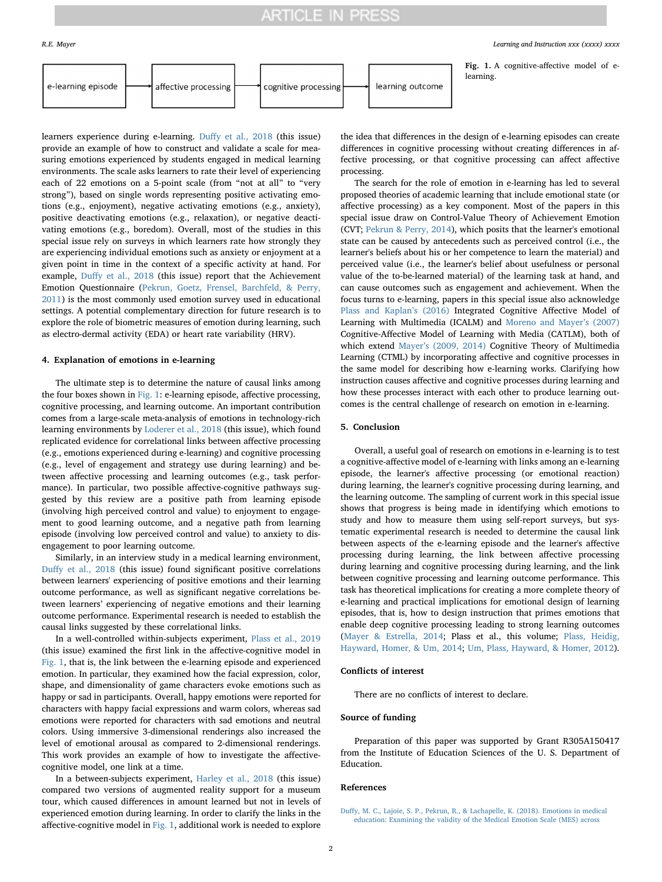e-learning episode → affective processing → cognitive processing → learning outcome

**Fig. 1.** A cognitive-affective model of e-learning.

learners experience during e-learning. Duffy et al., 2018 (this issue) provide an example of how to construct and validate a scale for measuring emotions experienced by students engaged in medical learning environments. The scale asks learners to rate their level of experiencing each of 22 emotions on a 5-point scale (from "not at all" to "very strong"), based on single words representing positive activating emotions (e.g., enjoyment), negative activating emotions (e.g., anxiety), positive deactivating emotions (e.g., relaxation), or negative deactivating emotions (e.g., boredom). Overall, most of the studies in this special issue rely on surveys in which learners rate how strongly they are experiencing individual emotions such as anxiety or enjoyment at a given point in time in the context of a specific activity at hand. For example, Duffy et al., 2018 (this issue) report that the Achievement Emotion Questionnaire (Pekrun, Goetz, Frensel, Barchfeld, & Perry, 2011) is the most commonly used emotion survey used in educational settings. A potential complementary direction for future research is to explore the role of biometric measures of emotion during learning, such as electro-dermal activity (EDA) or heart rate variability (HRV).

## 4. Explanation of emotions in e-learning

The ultimate step is to determine the nature of causal links among the four boxes shown in Fig. 1: e-learning episode, affective processing, cognitive processing, and learning outcome. An important contribution comes from a large-scale meta-analysis of emotions in technology-rich learning environments by Loderer et al., 2018 (this issue), which found replicated evidence for correlational links between affective processing (e.g., emotions experienced during e-learning) and cognitive processing (e.g., level of engagement and strategy use during learning) and between affective processing and learning outcomes (e.g., task performance). In particular, two possible affective-cognitive pathways suggested by this review are a positive path from learning episode (involving high perceived control and value) to enjoyment to engagement to good learning outcome, and a negative path from learning episode (involving low perceived control and value) to anxiety to disengagement to poor learning outcome.

Similarly, in an interview study in a medical learning environment, Duffy et al., 2018 (this issue) found significant positive correlations between learners' experiencing of positive emotions and their learning outcome performance, as well as significant negative correlations between learners' experiencing of negative emotions and their learning outcome performance. Experimental research is needed to establish the causal links suggested by these correlational links.

In a well-controlled within-subjects experiment, Plass et al., 2019 (this issue) examined the first link in the affective-cognitive model in Fig. 1, that is, the link between the e-learning episode and experienced emotion. In particular, they examined how the facial expression, color, shape, and dimensionality of game characters evoke emotions such as happy or sad in participants. Overall, happy emotions were reported for characters with happy facial expressions and warm colors, whereas sad emotions were reported for characters with sad emotions and neutral colors. Using immersive 3-dimensional renderings also increased the level of emotional arousal as compared to 2-dimensional renderings. This work provides an example of how to investigate the affective-cognitive model, one link at a time.

In a between-subjects experiment, Harley et al., 2018 (this issue) compared two versions of augmented reality support for a museum tour, which caused differences in amount learned but not in levels of experienced emotion during learning. In order to clarify the links in the affective-cognitive model in Fig. 1, additional work is needed to explore the idea that differences in the design of e-learning episodes can create differences in cognitive processing without creating differences in affective processing, or that cognitive processing can affect affective processing.

The search for the role of emotion in e-learning has led to several proposed theories of academic learning that include emotional state (or affective processing) as a key component. Most of the papers in this special issue draw on Control-Value Theory of Achievement Emotion (CVT; Pekrun & Perry, 2014), which posits that the learner's emotional state can be caused by antecedents such as perceived control (i.e., the learner's beliefs about his or her competence to learn the material) and perceived value (i.e., the learner's belief about usefulness or personal value of the to-be-learned material) of the learning task at hand, and can cause outcomes such as engagement and achievement. When the focus turns to e-learning, papers in this special issue also acknowledge Plass and Kaplan's (2016) Integrated Cognitive Affective Model of Learning with Multimedia (ICALM) and Moreno and Mayer's (2007) Cognitive-Affective Model of Learning with Media (CATLM), both of which extend Mayer's (2009, 2014) Cognitive Theory of Multimedia Learning (CTML) by incorporating affective and cognitive processes in the same model for describing how e-learning works. Clarifying how instruction causes affective and cognitive processes during learning and how these processes interact with each other to produce learning outcomes is the central challenge of research on emotion in e-learning.

## 5. Conclusion

Overall, a useful goal of research on emotions in e-learning is to test a cognitive-affective model of e-learning with links among an e-learning episode, the learner's affective processing (or emotional reaction) during learning, the learner's cognitive processing during learning, and the learning outcome. The sampling of current work in this special issue shows that progress is being made in identifying which emotions to study and how to measure them using self-report surveys, but systematic experimental research is needed to determine the causal link between aspects of the e-learning episode and the learner's affective processing during learning, the link between affective processing during learning and cognitive processing during learning, and the link between cognitive processing and learning outcome performance. This task has theoretical implications for creating a more complete theory of e-learning and practical implications for emotional design of learning episodes, that is, how to design instruction that primes emotions that enable deep cognitive processing leading to strong learning outcomes (Mayer & Estrella, 2014; Plass et al., this volume; Plass, Heidig, Hayward, Homer, & Um, 2014; Um, Plass, Hayward, & Homer, 2012).

### Conflicts of interest

There are no conflicts of interest to declare.

### Source of funding

Preparation of this paper was supported by Grant R305A150417 from the Institute of Education Sciences of the U. S. Department of Education.

### References

Duffy, M. C., Lajoie, S. P., Pekrun, R., & Lachapelle, K. (2018). Emotions in medical education: Examining the validity of the Medical Emotion Scale (MES) across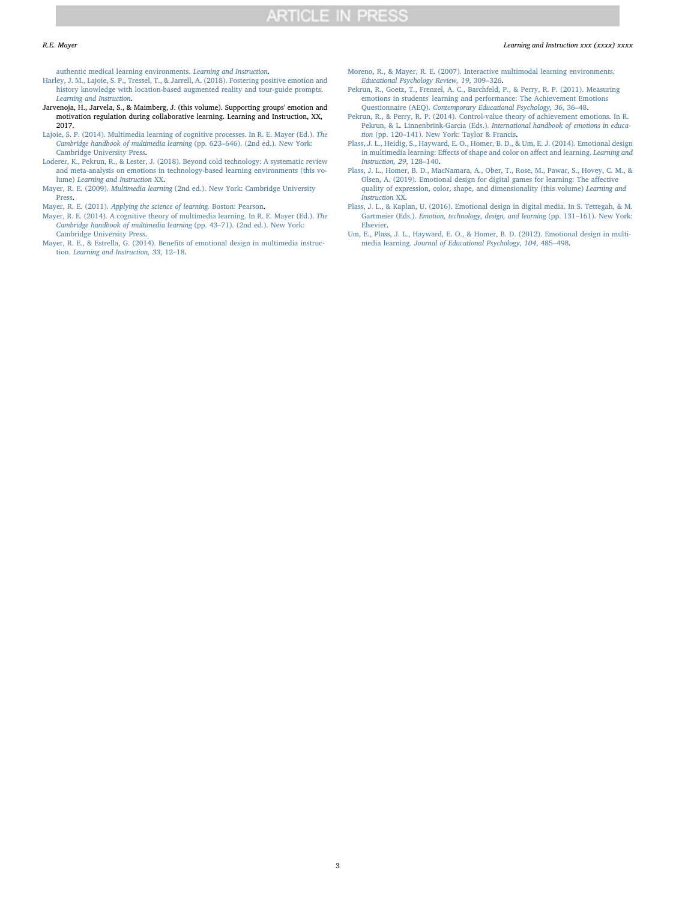authentic medical learning environments. *Learning and Instruction*.

Harley, J. M., Lajoie, S. P., Tressel, T., & Jarrell, A. (2018). Fostering positive emotion and history knowledge with location-based augmented reality and tour-guide prompts. *Learning and Instruction*.

Jarvenoja, H., Jarvela, S., & Maimberg, J. (this volume). Supporting groups' emotion and motivation regulation during collaborative learning. Learning and Instruction, XX, 2017.

Lajoie, S. P. (2014). Multimedia learning of cognitive processes. In R. E. Mayer (Ed.). *The Cambridge handbook of multimedia learning* (pp. 623–646). (2nd ed.). New York: Cambridge University Press.

Loderer, K., Pekrun, R., & Lester, J. (2018). Beyond cold technology: A systematic review and meta-analysis on emotions in technology-based learning environments (this volume) *Learning and Instruction* XX.

Mayer, R. E. (2009). *Multimedia learning* (2nd ed.). New York: Cambridge University Press.

Mayer, R. E. (2011). *Applying the science of learning.* Boston: Pearson.

Mayer, R. E. (2014). A cognitive theory of multimedia learning. In R. E. Mayer (Ed.). *The Cambridge handbook of multimedia learning* (pp. 43–71). (2nd ed.). New York: Cambridge University Press.

Mayer, R. E., & Estrella, G. (2014). Benefits of emotional design in multimedia instruction. *Learning and Instruction, 33*, 12–18.

Moreno, R., & Mayer, R. E. (2007). Interactive multimodal learning environments. *Educational Psychology Review, 19*, 309–326.

Pekrun, R., Goetz, T., Frenzel, A. C., Barchfeld, P., & Perry, R. P. (2011). Measuring emotions in students' learning and performance: The Achievement Emotions Questionnaire (AEQ). *Contemporary Educational Psychology, 36*, 36–48.

Pekrun, R., & Perry, R. P. (2014). Control-value theory of achievement emotions. In R. Pekrun, & L. Linnenbrink-Garcia (Eds.). *International handbook of emotions in education* (pp. 120–141). New York: Taylor & Francis.

Plass, J. L., Heidig, S., Hayward, E. O., Homer, B. D., & Um, E. J. (2014). Emotional design in multimedia learning: Effects of shape and color on affect and learning. *Learning and Instruction, 29*, 128–140.

Plass, J. L., Homer, B. D., MacNamara, A., Ober, T., Rose, M., Pawar, S., Hovey, C. M., & Olsen, A. (2019). Emotional design for digital games for learning: The affective quality of expression, color, shape, and dimensionality (this volume) *Learning and Instruction* XX.

Plass, J. L., & Kaplan, U. (2016). Emotional design in digital media. In S. Tettegah, & M. Gartmeier (Eds.). *Emotion, technology, design, and learning* (pp. 131–161). New York: Elsevier.

Um, E., Plass, J. L., Hayward, E. O., & Homer, B. D. (2012). Emotional design in multimedia learning. *Journal of Educational Psychology, 104*, 485–498.